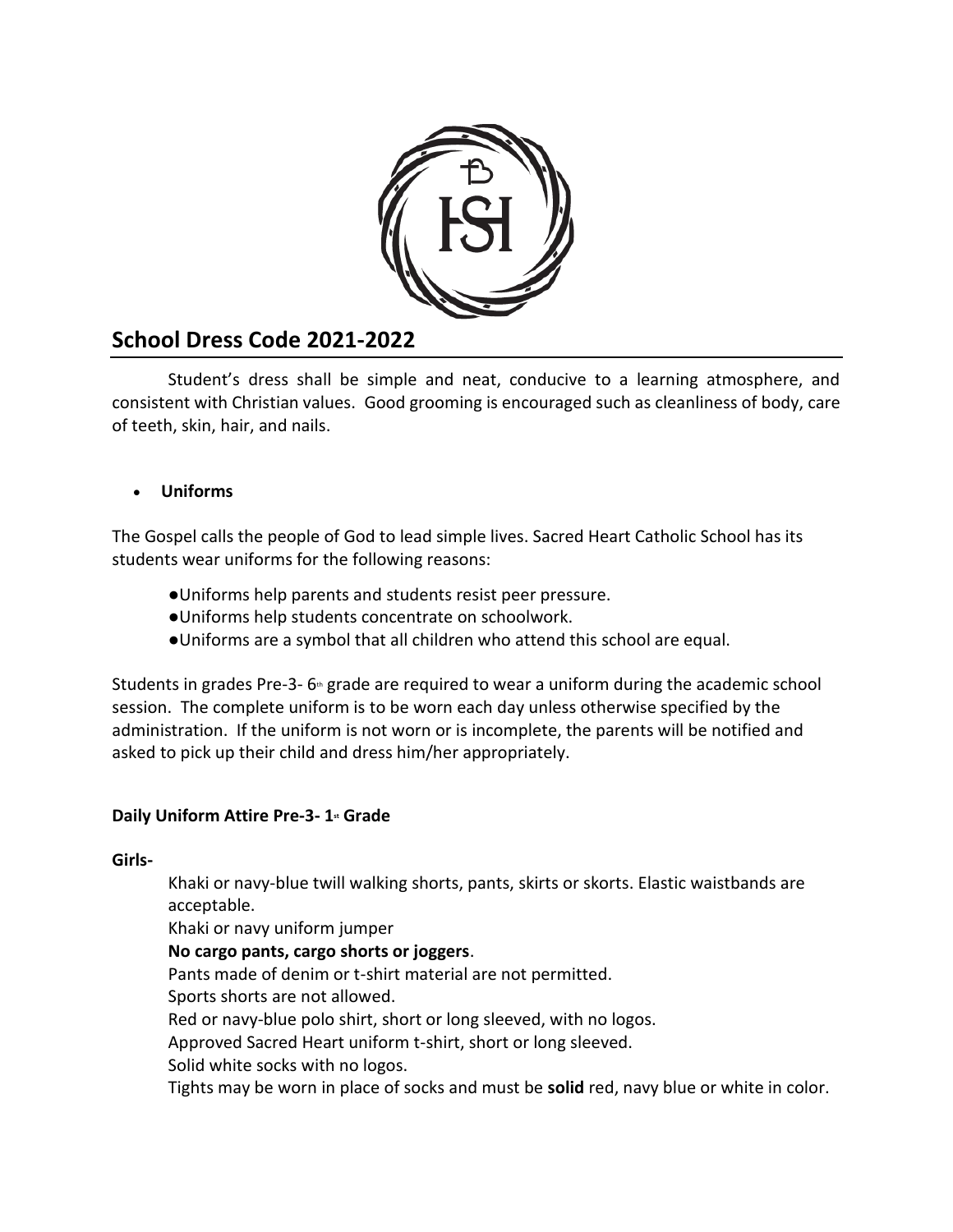# School Dress Code 2021-2022

Student's dress shall be simple and neat, conducive to a learning atmosphere, and consistent with Christian values. Good grooming is encouraged such as cleanliness of body, care of teeth, skin, hair, and nails.

- **Uniforms**

The Gospel calls the people of God to lead simple lives. Sacred Heart Catholic School has its students wear uniforms for the following reasons:

- Uniforms help parents and students resist peer pressure.
- Uniforms help students concentrate on schoolwork.
- Uniforms are a symbol that all children who attend this school are equal.

Students in grades Pre-3- 6th grade are required to wear a uniform during the academic school session. The complete uniform is to be worn each day unless otherwise specified by the administration. If the uniform is not worn or is incomplete, the parents will be notified and asked to pick up their child and dress him/her appropriately.

**Daily Uniform Attire Pre-3- 1st Grade**

**Girls-**

Khaki or navy-blue twill walking shorts, pants, skirts or skorts. Elastic waistbands are acceptable.
Khaki or navy uniform jumper
**No cargo pants, cargo shorts or joggers**.
Pants made of denim or t-shirt material are not permitted.
Sports shorts are not allowed.
Red or navy-blue polo shirt, short or long sleeved, with no logos.
Approved Sacred Heart uniform t-shirt, short or long sleeved.
Solid white socks with no logos.
Tights may be worn in place of socks and must be **solid** red, navy blue or white in color.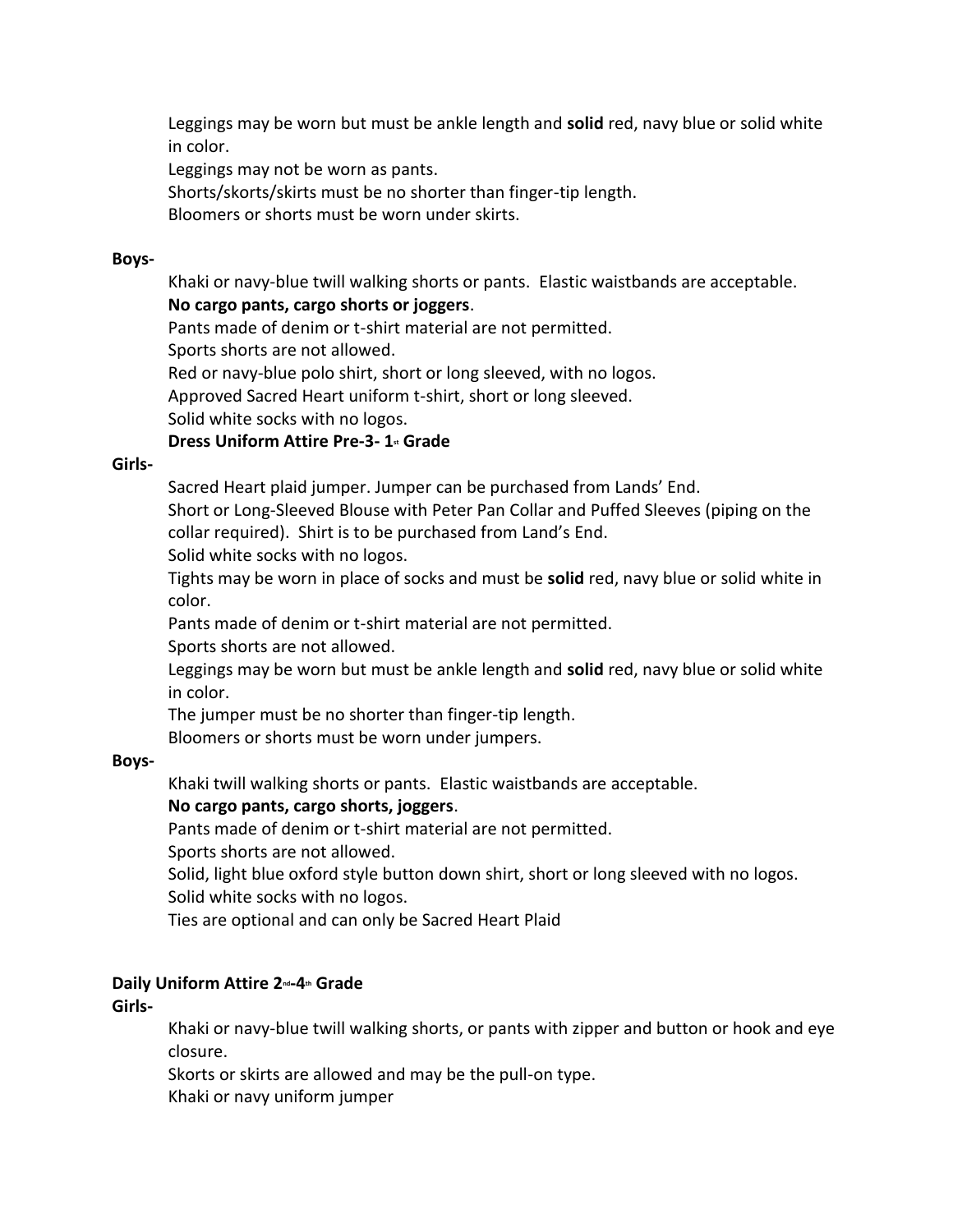Leggings may be worn but must be ankle length and **solid** red, navy blue or solid white in color.

Leggings may not be worn as pants.

Shorts/skorts/skirts must be no shorter than finger-tip length.

Bloomers or shorts must be worn under skirts.

**Boys-**

Khaki or navy-blue twill walking shorts or pants. Elastic waistbands are acceptable.

**No cargo pants, cargo shorts or joggers**.

Pants made of denim or t-shirt material are not permitted.

Sports shorts are not allowed.

Red or navy-blue polo shirt, short or long sleeved, with no logos.

Approved Sacred Heart uniform t-shirt, short or long sleeved.

Solid white socks with no logos.

**Dress Uniform Attire Pre-3- 1st Grade**

**Girls-**

Sacred Heart plaid jumper. Jumper can be purchased from Lands' End.

Short or Long-Sleeved Blouse with Peter Pan Collar and Puffed Sleeves (piping on the collar required). Shirt is to be purchased from Land's End.

Solid white socks with no logos.

Tights may be worn in place of socks and must be **solid** red, navy blue or solid white in color.

Pants made of denim or t-shirt material are not permitted.

Sports shorts are not allowed.

Leggings may be worn but must be ankle length and **solid** red, navy blue or solid white in color.

The jumper must be no shorter than finger-tip length.

Bloomers or shorts must be worn under jumpers.

**Boys-**

Khaki twill walking shorts or pants. Elastic waistbands are acceptable.

**No cargo pants, cargo shorts, joggers**.

Pants made of denim or t-shirt material are not permitted.

Sports shorts are not allowed.

Solid, light blue oxford style button down shirt, short or long sleeved with no logos.

Solid white socks with no logos.

Ties are optional and can only be Sacred Heart Plaid

**Daily Uniform Attire 2nd-4th Grade**

**Girls-**

Khaki or navy-blue twill walking shorts, or pants with zipper and button or hook and eye closure.

Skorts or skirts are allowed and may be the pull-on type.

Khaki or navy uniform jumper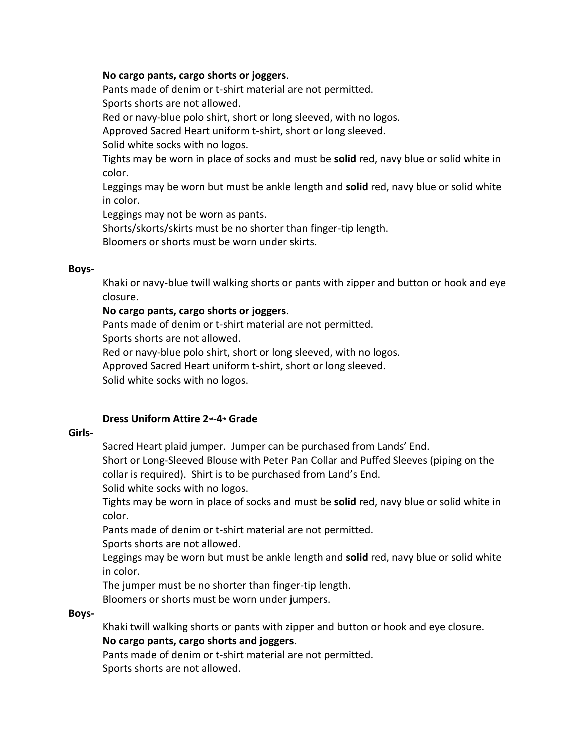**No cargo pants, cargo shorts or joggers**.

Pants made of denim or t-shirt material are not permitted.

Sports shorts are not allowed.

Red or navy-blue polo shirt, short or long sleeved, with no logos.

Approved Sacred Heart uniform t-shirt, short or long sleeved.

Solid white socks with no logos.

Tights may be worn in place of socks and must be **solid** red, navy blue or solid white in color.

Leggings may be worn but must be ankle length and **solid** red, navy blue or solid white in color.

Leggings may not be worn as pants.

Shorts/skorts/skirts must be no shorter than finger-tip length.

Bloomers or shorts must be worn under skirts.

**Boys-**

Khaki or navy-blue twill walking shorts or pants with zipper and button or hook and eye closure.

**No cargo pants, cargo shorts or joggers**.

Pants made of denim or t-shirt material are not permitted.

Sports shorts are not allowed.

Red or navy-blue polo shirt, short or long sleeved, with no logos.

Approved Sacred Heart uniform t-shirt, short or long sleeved.

Solid white socks with no logos.

### Dress Uniform Attire 2nd-4th Grade

**Girls-**

Sacred Heart plaid jumper. Jumper can be purchased from Lands' End.

Short or Long-Sleeved Blouse with Peter Pan Collar and Puffed Sleeves (piping on the collar is required). Shirt is to be purchased from Land's End.

Solid white socks with no logos.

Tights may be worn in place of socks and must be **solid** red, navy blue or solid white in color.

Pants made of denim or t-shirt material are not permitted.

Sports shorts are not allowed.

Leggings may be worn but must be ankle length and **solid** red, navy blue or solid white in color.

The jumper must be no shorter than finger-tip length.

Bloomers or shorts must be worn under jumpers.

**Boys-**

Khaki twill walking shorts or pants with zipper and button or hook and eye closure.

**No cargo pants, cargo shorts and joggers**.

Pants made of denim or t-shirt material are not permitted.

Sports shorts are not allowed.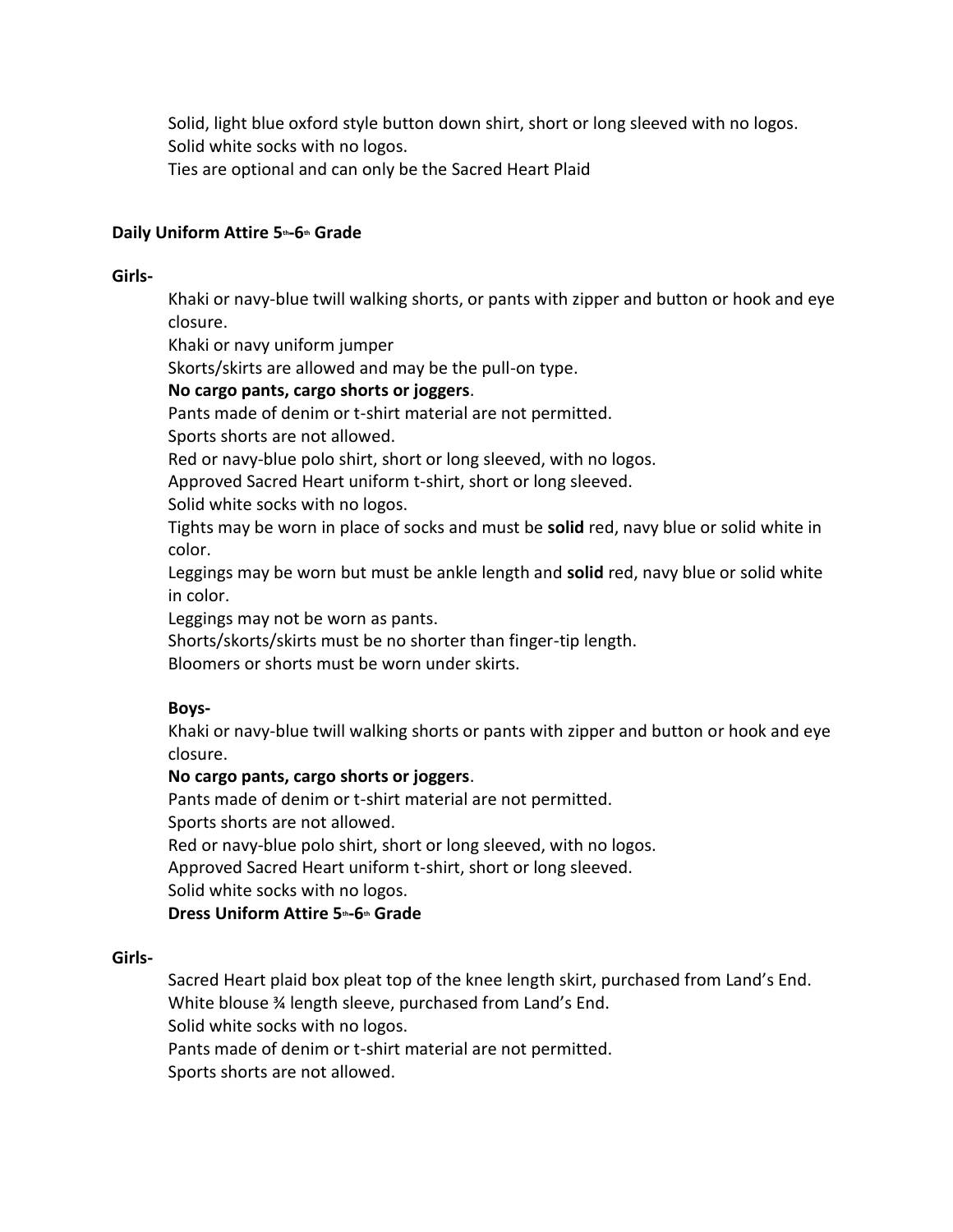Solid, light blue oxford style button down shirt, short or long sleeved with no logos.
Solid white socks with no logos.
Ties are optional and can only be the Sacred Heart Plaid

**Daily Uniform Attire 5th-6th Grade**

**Girls-**

Khaki or navy-blue twill walking shorts, or pants with zipper and button or hook and eye closure.
Khaki or navy uniform jumper
Skorts/skirts are allowed and may be the pull-on type.
**No cargo pants, cargo shorts or joggers**.
Pants made of denim or t-shirt material are not permitted.
Sports shorts are not allowed.
Red or navy-blue polo shirt, short or long sleeved, with no logos.
Approved Sacred Heart uniform t-shirt, short or long sleeved.
Solid white socks with no logos.
Tights may be worn in place of socks and must be **solid** red, navy blue or solid white in color.
Leggings may be worn but must be ankle length and **solid** red, navy blue or solid white in color.
Leggings may not be worn as pants.
Shorts/skorts/skirts must be no shorter than finger-tip length.
Bloomers or shorts must be worn under skirts.

**Boys-**

Khaki or navy-blue twill walking shorts or pants with zipper and button or hook and eye closure.
**No cargo pants, cargo shorts or joggers**.
Pants made of denim or t-shirt material are not permitted.
Sports shorts are not allowed.
Red or navy-blue polo shirt, short or long sleeved, with no logos.
Approved Sacred Heart uniform t-shirt, short or long sleeved.
Solid white socks with no logos.

**Dress Uniform Attire 5th-6th Grade**

**Girls-**

Sacred Heart plaid box pleat top of the knee length skirt, purchased from Land's End.
White blouse ¾ length sleeve, purchased from Land's End.
Solid white socks with no logos.
Pants made of denim or t-shirt material are not permitted.
Sports shorts are not allowed.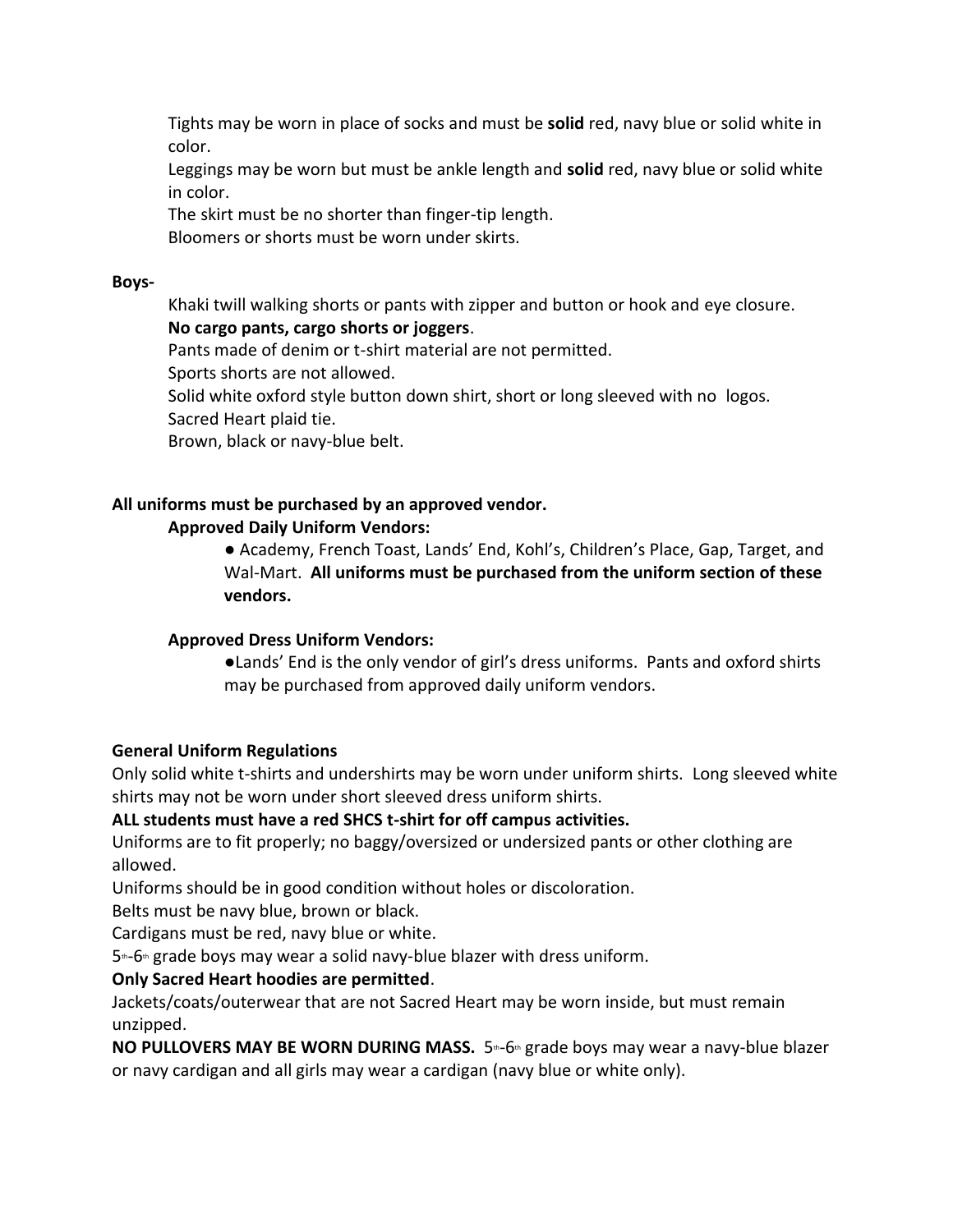Tights may be worn in place of socks and must be **solid** red, navy blue or solid white in color.

Leggings may be worn but must be ankle length and **solid** red, navy blue or solid white in color.

The skirt must be no shorter than finger-tip length.

Bloomers or shorts must be worn under skirts.

**Boys-**

Khaki twill walking shorts or pants with zipper and button or hook and eye closure.

**No cargo pants, cargo shorts or joggers**.

Pants made of denim or t-shirt material are not permitted.

Sports shorts are not allowed.

Solid white oxford style button down shirt, short or long sleeved with no logos.

Sacred Heart plaid tie.

Brown, black or navy-blue belt.

**All uniforms must be purchased by an approved vendor.**

**Approved Daily Uniform Vendors:**

- Academy, French Toast, Lands' End, Kohl's, Children's Place, Gap, Target, and Wal-Mart. **All uniforms must be purchased from the uniform section of these vendors.**

**Approved Dress Uniform Vendors:**

- Lands' End is the only vendor of girl's dress uniforms. Pants and oxford shirts may be purchased from approved daily uniform vendors.

**General Uniform Regulations**

Only solid white t-shirts and undershirts may be worn under uniform shirts. Long sleeved white shirts may not be worn under short sleeved dress uniform shirts.

**ALL students must have a red SHCS t-shirt for off campus activities.**

Uniforms are to fit properly; no baggy/oversized or undersized pants or other clothing are allowed.

Uniforms should be in good condition without holes or discoloration.

Belts must be navy blue, brown or black.

Cardigans must be red, navy blue or white.

5th-6th grade boys may wear a solid navy-blue blazer with dress uniform.

**Only Sacred Heart hoodies are permitted**.

Jackets/coats/outerwear that are not Sacred Heart may be worn inside, but must remain unzipped.

**NO PULLOVERS MAY BE WORN DURING MASS.** 5th-6th grade boys may wear a navy-blue blazer or navy cardigan and all girls may wear a cardigan (navy blue or white only).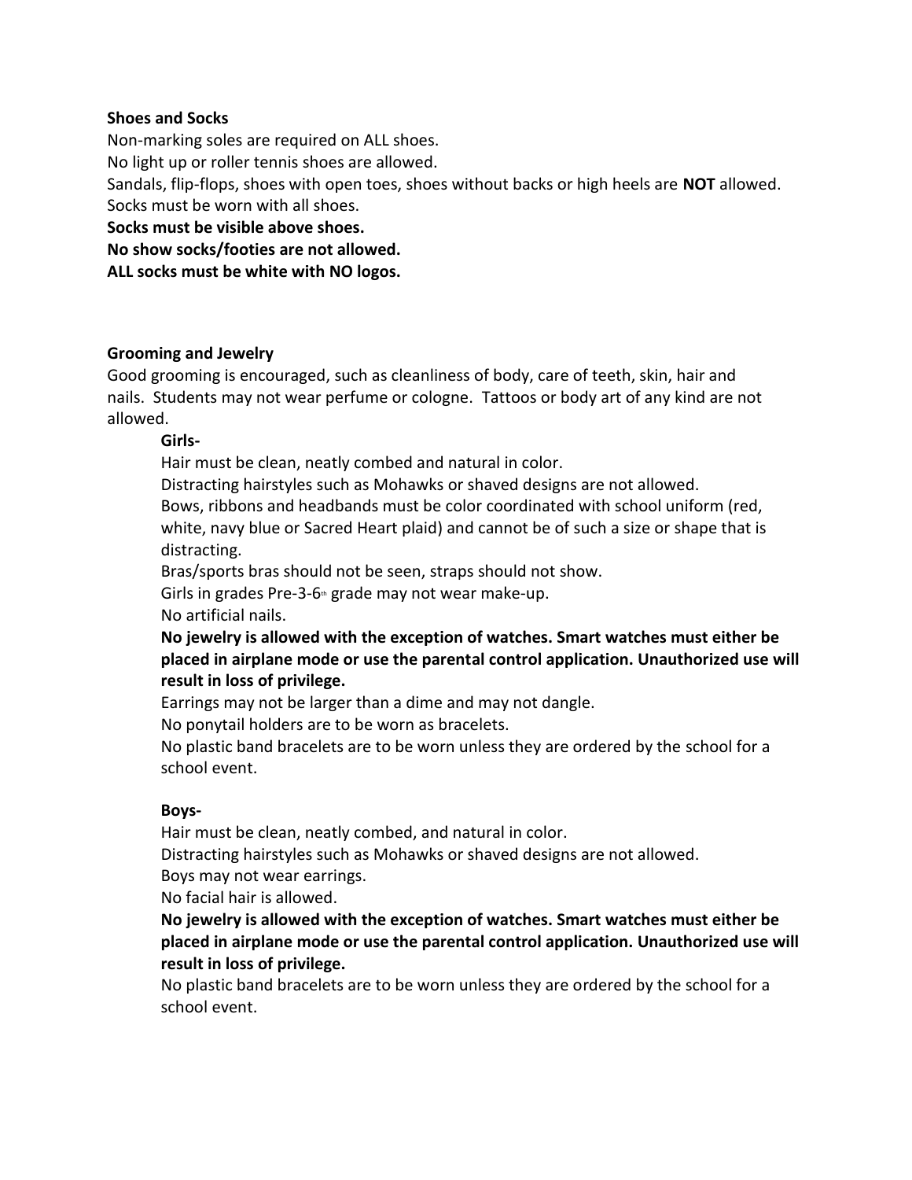**Shoes and Socks**

Non-marking soles are required on ALL shoes.

No light up or roller tennis shoes are allowed.

Sandals, flip-flops, shoes with open toes, shoes without backs or high heels are **NOT** allowed.

Socks must be worn with all shoes.

**Socks must be visible above shoes.**

**No show socks/footies are not allowed.**

**ALL socks must be white with NO logos.**

**Grooming and Jewelry**

Good grooming is encouraged, such as cleanliness of body, care of teeth, skin, hair and nails. Students may not wear perfume or cologne. Tattoos or body art of any kind are not allowed.

**Girls-**

Hair must be clean, neatly combed and natural in color.

Distracting hairstyles such as Mohawks or shaved designs are not allowed.

Bows, ribbons and headbands must be color coordinated with school uniform (red, white, navy blue or Sacred Heart plaid) and cannot be of such a size or shape that is distracting.

Bras/sports bras should not be seen, straps should not show.

Girls in grades Pre-3-6th grade may not wear make-up.

No artificial nails.

**No jewelry is allowed with the exception of watches. Smart watches must either be placed in airplane mode or use the parental control application. Unauthorized use will result in loss of privilege.**

Earrings may not be larger than a dime and may not dangle.

No ponytail holders are to be worn as bracelets.

No plastic band bracelets are to be worn unless they are ordered by the school for a school event.

**Boys-**

Hair must be clean, neatly combed, and natural in color.

Distracting hairstyles such as Mohawks or shaved designs are not allowed.

Boys may not wear earrings.

No facial hair is allowed.

**No jewelry is allowed with the exception of watches. Smart watches must either be placed in airplane mode or use the parental control application. Unauthorized use will result in loss of privilege.**

No plastic band bracelets are to be worn unless they are ordered by the school for a school event.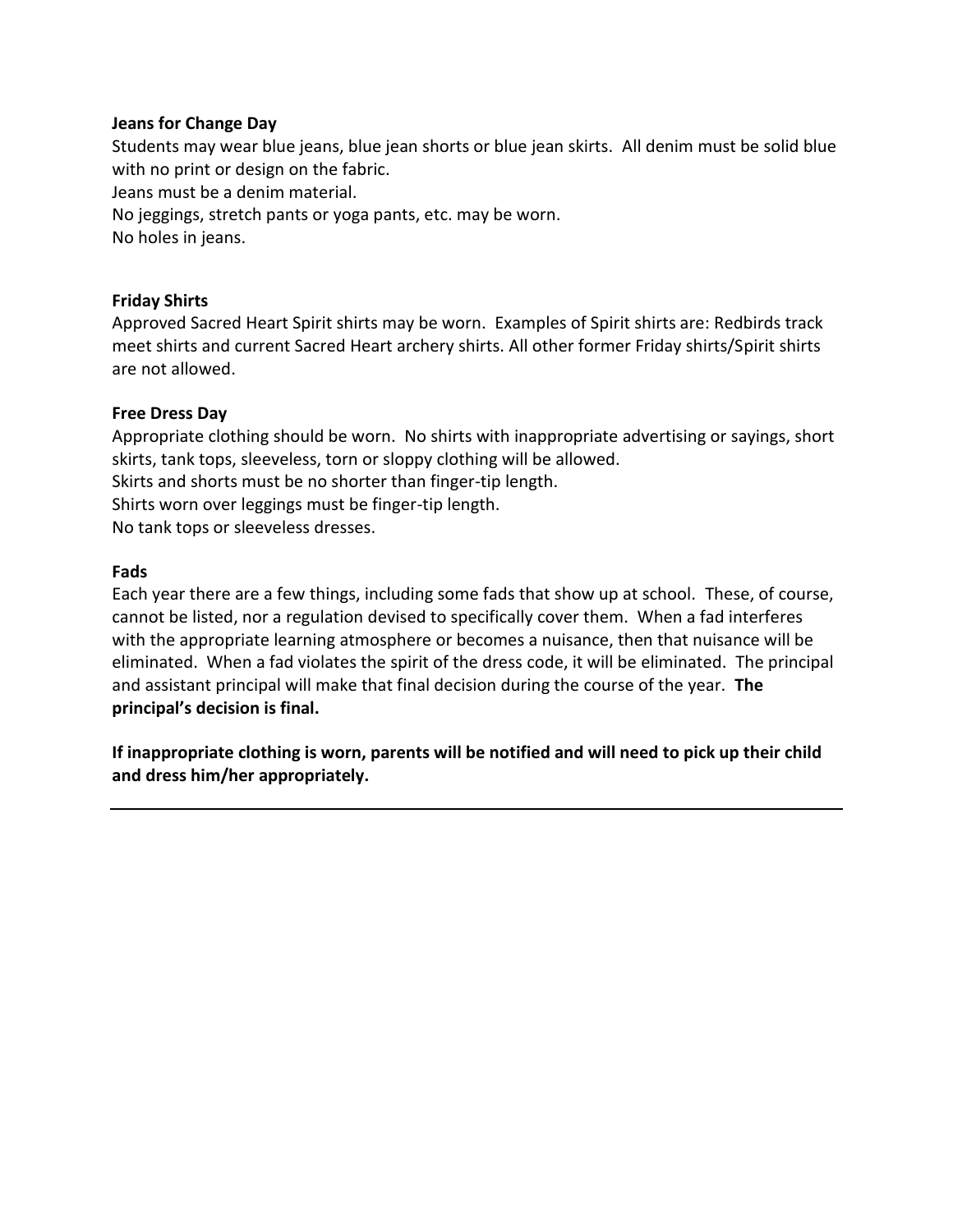**Jeans for Change Day**

Students may wear blue jeans, blue jean shorts or blue jean skirts. All denim must be solid blue with no print or design on the fabric.
Jeans must be a denim material.
No jeggings, stretch pants or yoga pants, etc. may be worn.
No holes in jeans.

**Friday Shirts**

Approved Sacred Heart Spirit shirts may be worn. Examples of Spirit shirts are: Redbirds track meet shirts and current Sacred Heart archery shirts. All other former Friday shirts/Spirit shirts are not allowed.

**Free Dress Day**

Appropriate clothing should be worn. No shirts with inappropriate advertising or sayings, short skirts, tank tops, sleeveless, torn or sloppy clothing will be allowed.
Skirts and shorts must be no shorter than finger-tip length.
Shirts worn over leggings must be finger-tip length.
No tank tops or sleeveless dresses.

**Fads**

Each year there are a few things, including some fads that show up at school. These, of course, cannot be listed, nor a regulation devised to specifically cover them. When a fad interferes with the appropriate learning atmosphere or becomes a nuisance, then that nuisance will be eliminated. When a fad violates the spirit of the dress code, it will be eliminated. The principal and assistant principal will make that final decision during the course of the year. **The principal's decision is final.**

**If inappropriate clothing is worn, parents will be notified and will need to pick up their child and dress him/her appropriately.**

---